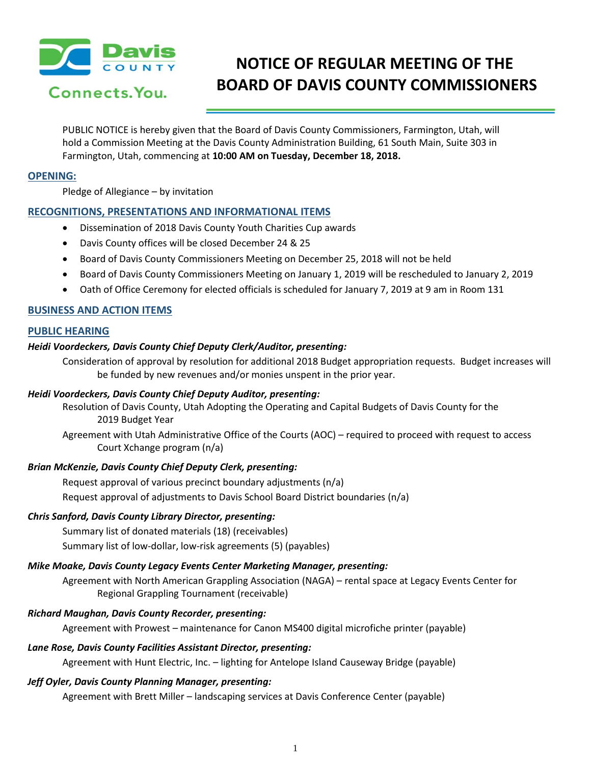# NOTICE OF REGULAR MEETING OF THE BOARD OF DAVIS COUNTY COMMISSIONERS

PUBLIC NOTICE is hereby given that the Board of Davis County Commissioners, Farmington, Utah, will hold a Commission Meeting at the Davis County Administration Building, 61 South Main, Suite 303 in Farmington, Utah, commencing at **10:00 AM on Tuesday, December 18, 2018.**

## OPENING:

Pledge of Allegiance – by invitation

## RECOGNITIONS, PRESENTATIONS AND INFORMATIONAL ITEMS

- Dissemination of 2018 Davis County Youth Charities Cup awards
- Davis County offices will be closed December 24 & 25
- Board of Davis County Commissioners Meeting on December 25, 2018 will not be held
- Board of Davis County Commissioners Meeting on January 1, 2019 will be rescheduled to January 2, 2019
- Oath of Office Ceremony for elected officials is scheduled for January 7, 2019 at 9 am in Room 131

## BUSINESS AND ACTION ITEMS

## PUBLIC HEARING

***Heidi Voordeckers, Davis County Chief Deputy Clerk/Auditor, presenting:***

Consideration of approval by resolution for additional 2018 Budget appropriation requests. Budget increases will be funded by new revenues and/or monies unspent in the prior year.

***Heidi Voordeckers, Davis County Chief Deputy Auditor, presenting:***

Resolution of Davis County, Utah Adopting the Operating and Capital Budgets of Davis County for the 2019 Budget Year

Agreement with Utah Administrative Office of the Courts (AOC) – required to proceed with request to access Court Xchange program (n/a)

***Brian McKenzie, Davis County Chief Deputy Clerk, presenting:***

Request approval of various precinct boundary adjustments (n/a)

Request approval of adjustments to Davis School Board District boundaries (n/a)

***Chris Sanford, Davis County Library Director, presenting:***

Summary list of donated materials (18) (receivables)

Summary list of low-dollar, low-risk agreements (5) (payables)

***Mike Moake, Davis County Legacy Events Center Marketing Manager, presenting:***

Agreement with North American Grappling Association (NAGA) – rental space at Legacy Events Center for Regional Grappling Tournament (receivable)

***Richard Maughan, Davis County Recorder, presenting:***

Agreement with Prowest – maintenance for Canon MS400 digital microfiche printer (payable)

***Lane Rose, Davis County Facilities Assistant Director, presenting:***

Agreement with Hunt Electric, Inc. – lighting for Antelope Island Causeway Bridge (payable)

***Jeff Oyler, Davis County Planning Manager, presenting:***

Agreement with Brett Miller – landscaping services at Davis Conference Center (payable)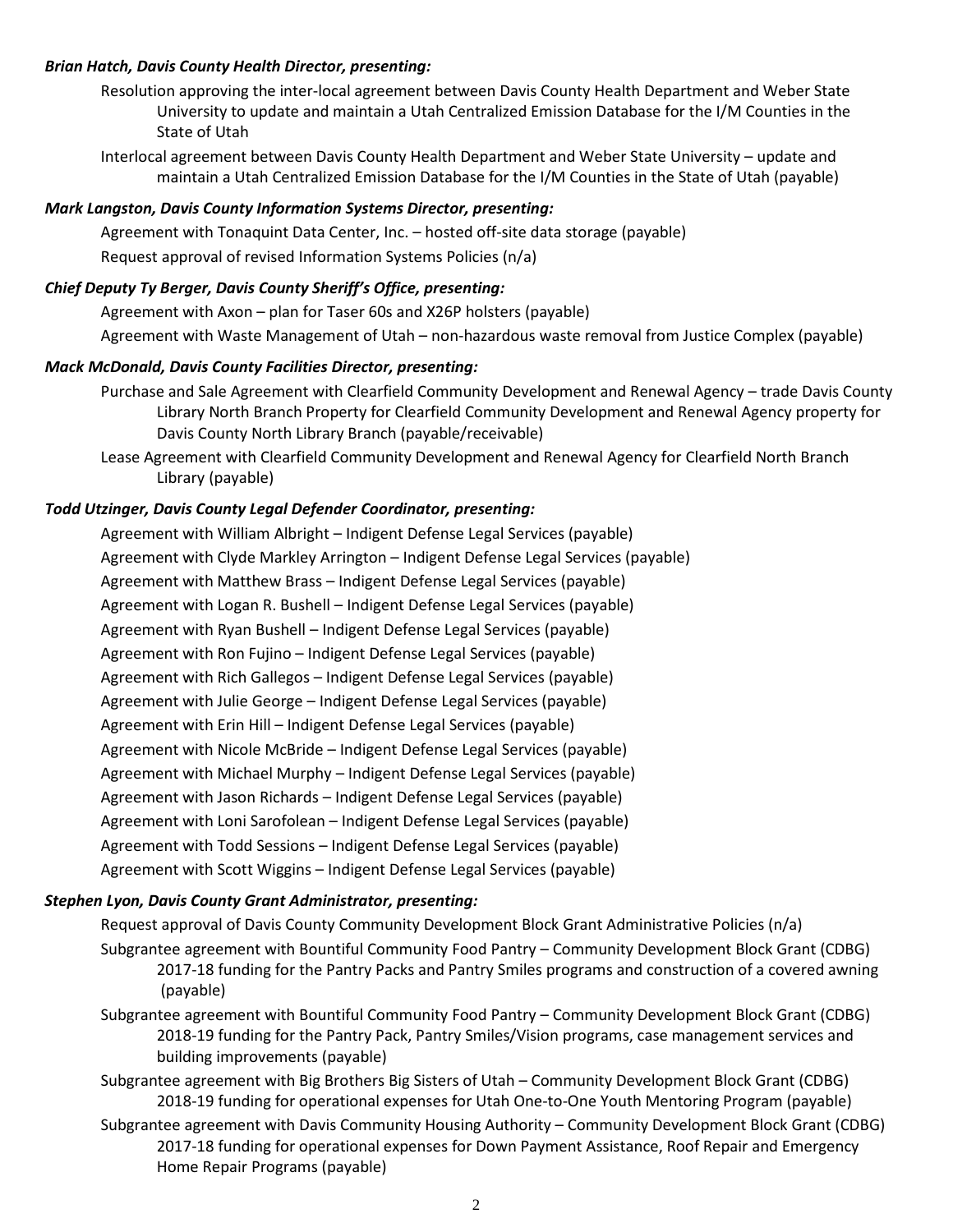***Brian Hatch, Davis County Health Director, presenting:***

Resolution approving the inter-local agreement between Davis County Health Department and Weber State University to update and maintain a Utah Centralized Emission Database for the I/M Counties in the State of Utah

Interlocal agreement between Davis County Health Department and Weber State University – update and maintain a Utah Centralized Emission Database for the I/M Counties in the State of Utah (payable)

***Mark Langston, Davis County Information Systems Director, presenting:***

Agreement with Tonaquint Data Center, Inc. – hosted off-site data storage (payable)

Request approval of revised Information Systems Policies (n/a)

***Chief Deputy Ty Berger, Davis County Sheriff's Office, presenting:***

Agreement with Axon – plan for Taser 60s and X26P holsters (payable)

Agreement with Waste Management of Utah – non-hazardous waste removal from Justice Complex (payable)

***Mack McDonald, Davis County Facilities Director, presenting:***

Purchase and Sale Agreement with Clearfield Community Development and Renewal Agency – trade Davis County Library North Branch Property for Clearfield Community Development and Renewal Agency property for Davis County North Library Branch (payable/receivable)

Lease Agreement with Clearfield Community Development and Renewal Agency for Clearfield North Branch Library (payable)

***Todd Utzinger, Davis County Legal Defender Coordinator, presenting:***

Agreement with William Albright – Indigent Defense Legal Services (payable)

Agreement with Clyde Markley Arrington – Indigent Defense Legal Services (payable)

Agreement with Matthew Brass – Indigent Defense Legal Services (payable)

Agreement with Logan R. Bushell – Indigent Defense Legal Services (payable)

Agreement with Ryan Bushell – Indigent Defense Legal Services (payable)

Agreement with Ron Fujino – Indigent Defense Legal Services (payable)

Agreement with Rich Gallegos – Indigent Defense Legal Services (payable)

Agreement with Julie George – Indigent Defense Legal Services (payable)

Agreement with Erin Hill – Indigent Defense Legal Services (payable)

Agreement with Nicole McBride – Indigent Defense Legal Services (payable)

Agreement with Michael Murphy – Indigent Defense Legal Services (payable)

Agreement with Jason Richards – Indigent Defense Legal Services (payable)

Agreement with Loni Sarofolean – Indigent Defense Legal Services (payable)

Agreement with Todd Sessions – Indigent Defense Legal Services (payable)

Agreement with Scott Wiggins – Indigent Defense Legal Services (payable)

***Stephen Lyon, Davis County Grant Administrator, presenting:***

Request approval of Davis County Community Development Block Grant Administrative Policies (n/a)

Subgrantee agreement with Bountiful Community Food Pantry – Community Development Block Grant (CDBG) 2017-18 funding for the Pantry Packs and Pantry Smiles programs and construction of a covered awning (payable)

Subgrantee agreement with Bountiful Community Food Pantry – Community Development Block Grant (CDBG) 2018-19 funding for the Pantry Pack, Pantry Smiles/Vision programs, case management services and building improvements (payable)

Subgrantee agreement with Big Brothers Big Sisters of Utah – Community Development Block Grant (CDBG) 2018-19 funding for operational expenses for Utah One-to-One Youth Mentoring Program (payable)

Subgrantee agreement with Davis Community Housing Authority – Community Development Block Grant (CDBG) 2017-18 funding for operational expenses for Down Payment Assistance, Roof Repair and Emergency Home Repair Programs (payable)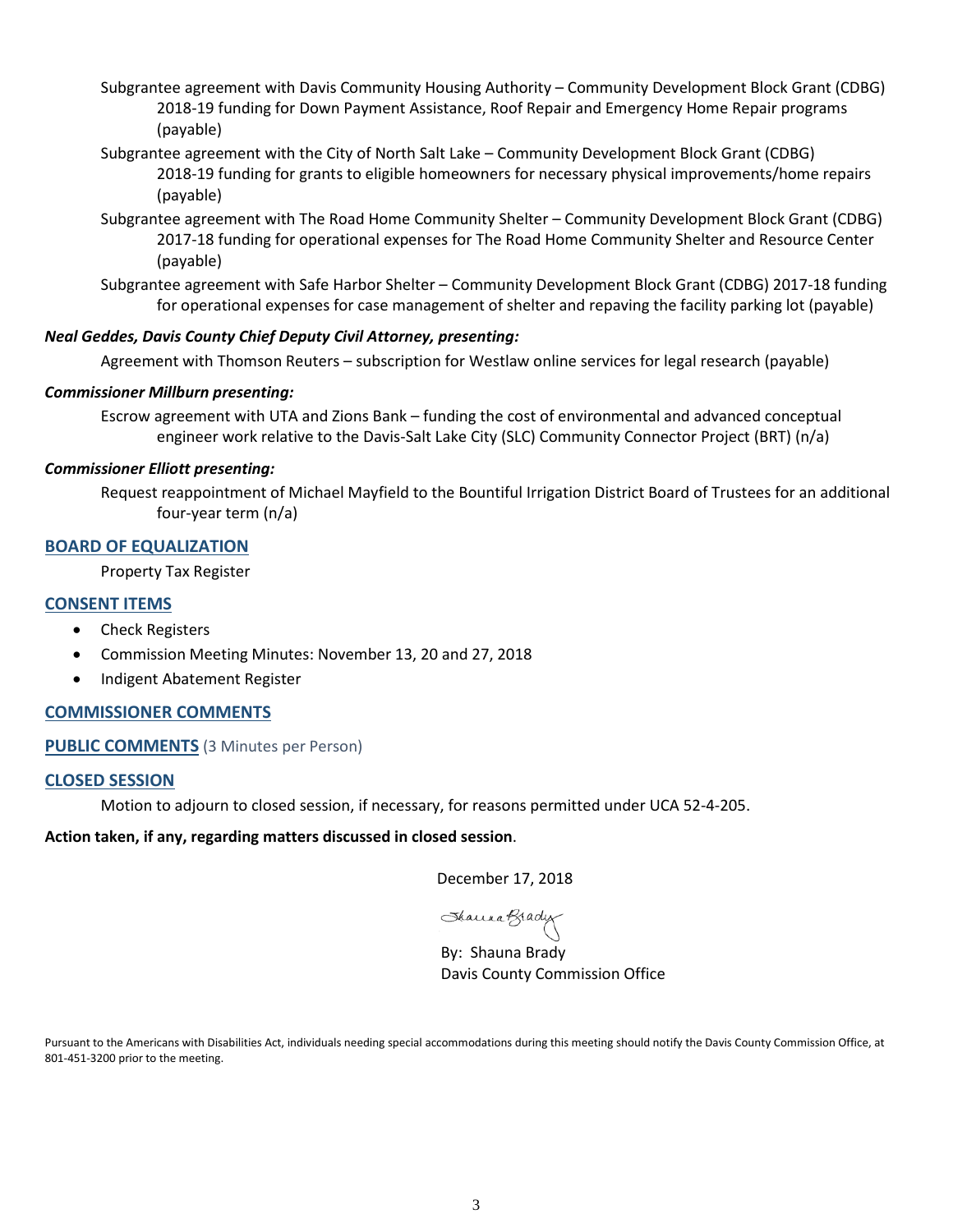Subgrantee agreement with Davis Community Housing Authority – Community Development Block Grant (CDBG) 2018-19 funding for Down Payment Assistance, Roof Repair and Emergency Home Repair programs (payable)

Subgrantee agreement with the City of North Salt Lake – Community Development Block Grant (CDBG) 2018-19 funding for grants to eligible homeowners for necessary physical improvements/home repairs (payable)

Subgrantee agreement with The Road Home Community Shelter – Community Development Block Grant (CDBG) 2017-18 funding for operational expenses for The Road Home Community Shelter and Resource Center (payable)

Subgrantee agreement with Safe Harbor Shelter – Community Development Block Grant (CDBG) 2017-18 funding for operational expenses for case management of shelter and repaving the facility parking lot (payable)

***Neal Geddes, Davis County Chief Deputy Civil Attorney, presenting:***

Agreement with Thomson Reuters – subscription for Westlaw online services for legal research (payable)

***Commissioner Millburn presenting:***

Escrow agreement with UTA and Zions Bank – funding the cost of environmental and advanced conceptual engineer work relative to the Davis-Salt Lake City (SLC) Community Connector Project (BRT) (n/a)

***Commissioner Elliott presenting:***

Request reappointment of Michael Mayfield to the Bountiful Irrigation District Board of Trustees for an additional four-year term (n/a)

## BOARD OF EQUALIZATION

Property Tax Register

## CONSENT ITEMS

- Check Registers
- Commission Meeting Minutes: November 13, 20 and 27, 2018
- Indigent Abatement Register

## COMMISSIONER COMMENTS

## PUBLIC COMMENTS (3 Minutes per Person)

## CLOSED SESSION

Motion to adjourn to closed session, if necessary, for reasons permitted under UCA 52-4-205.

**Action taken, if any, regarding matters discussed in closed session**.

December 17, 2018

Shauna Brady

By: Shauna Brady
Davis County Commission Office

Pursuant to the Americans with Disabilities Act, individuals needing special accommodations during this meeting should notify the Davis County Commission Office, at 801-451-3200 prior to the meeting.